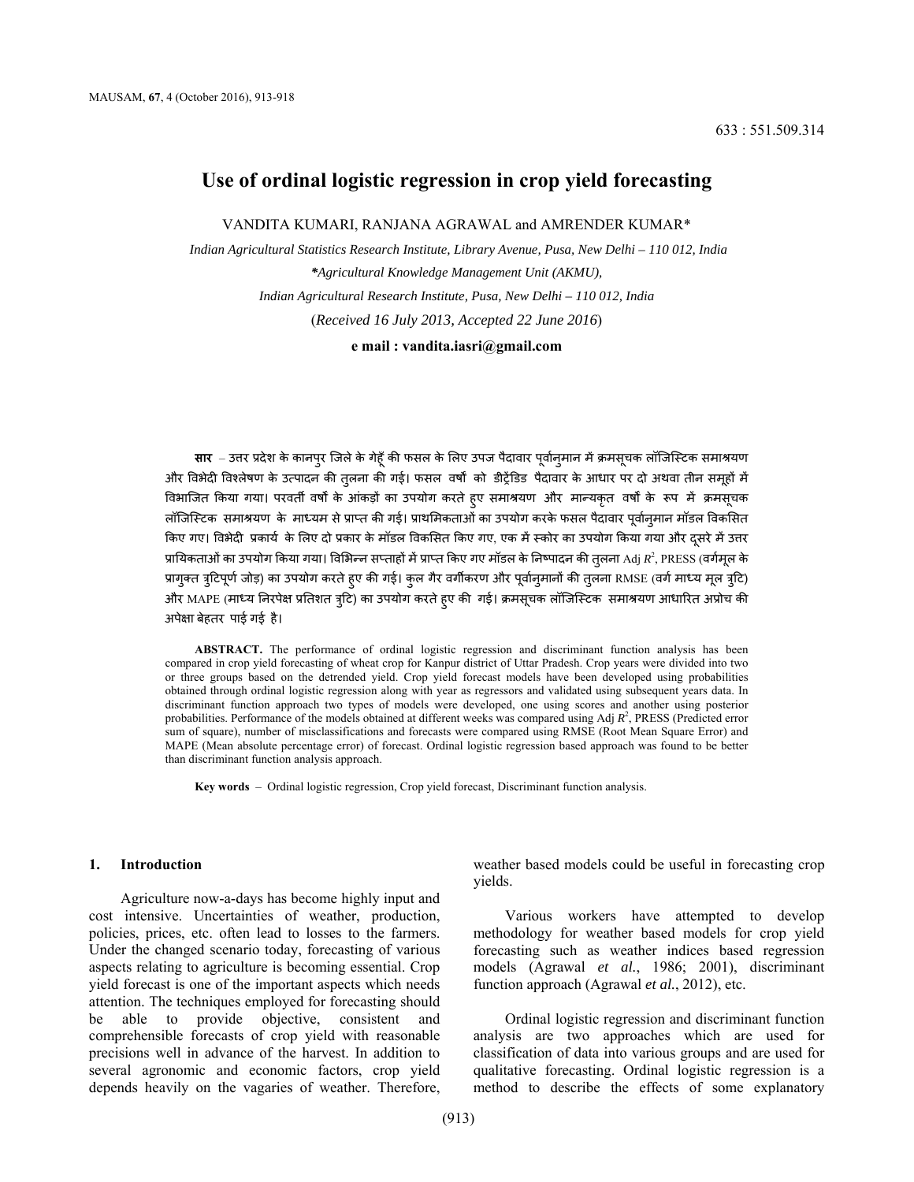633 : 551.509.314

# Use of ordinal logistic regression in crop yield forecasting

VANDITA KUMARI, RANJANA AGRAWAL and AMRENDER KUMAR*

*Indian Agricultural Statistics Research Institute, Library Avenue, Pusa, New Delhi – 110 012, India*

*\*Agricultural Knowledge Management Unit (AKMU),*

*Indian Agricultural Research Institute, Pusa, New Delhi – 110 012, India*

(*Received 16 July 2013, Accepted 22 June 2016*)

**e mail : vandita.iasri@gmail.com**

**सार** – उत्तर प्रदेश के कानपुर जिले के गेहूँ की फसल के लिए उपज पैदावार पूर्वानुमान में क्रमसूचक लॉजिस्टिक समाश्रयण और विभेदी विश्लेषण के उत्पादन की तुलना की गई। फसल वर्षों को डीट्रेंडिड पैदावार के आधार पर दो अथवा तीन समूहों में विभाजित किया गया। परवर्ती वर्षों के आंकड़ों का उपयोग करते हुए समाश्रयण और मान्यकृत वर्षों के रूप में क्रमसूचक लॉजिस्टिक समाश्रयण के माध्यम से प्राप्त की गई। प्राथमिकताओं का उपयोग करके फसल पैदावार पूर्वानुमान मॉडल विकसित किए गए। विभेदी प्रकार्य के लिए दो प्रकार के मॉडल विकसित किए गए, एक में स्कोर का उपयोग किया गया और दूसरे में उत्तर प्रायिकताओं का उपयोग किया गया। विभिन्न सप्ताहों में प्राप्त किए गए मॉडल के निष्पादन की तुलना Adj $R^2$, PRESS (वर्गमूल के प्रागुक्त त्रुटिपूर्ण जोड़) का उपयोग करते हुए की गई। कुल गैर वर्गीकरण और पूर्वानुमानों की तुलना RMSE (वर्ग माध्य मूल त्रुटि) और MAPE (माध्य निरपेक्ष प्रतिशत त्रुटि) का उपयोग करते हुए की गई। क्रमसूचक लॉजिस्टिक समाश्रयण आधारित अप्रोच की अपेक्षा बेहतर पाई गई है।

**ABSTRACT.** The performance of ordinal logistic regression and discriminant function analysis has been compared in crop yield forecasting of wheat crop for Kanpur district of Uttar Pradesh. Crop years were divided into two or three groups based on the detrended yield. Crop yield forecast models have been developed using probabilities obtained through ordinal logistic regression along with year as regressors and validated using subsequent years data. In discriminant function approach two types of models were developed, one using scores and another using posterior probabilities. Performance of the models obtained at different weeks was compared using Adj $R^2$, PRESS (Predicted error sum of square), number of misclassifications and forecasts were compared using RMSE (Root Mean Square Error) and MAPE (Mean absolute percentage error) of forecast. Ordinal logistic regression based approach was found to be better than discriminant function analysis approach.

**Key words** – Ordinal logistic regression, Crop yield forecast, Discriminant function analysis.

## 1. Introduction

Agriculture now-a-days has become highly input and cost intensive. Uncertainties of weather, production, policies, prices, etc. often lead to losses to the farmers. Under the changed scenario today, forecasting of various aspects relating to agriculture is becoming essential. Crop yield forecast is one of the important aspects which needs attention. The techniques employed for forecasting should be able to provide objective, consistent and comprehensible forecasts of crop yield with reasonable precisions well in advance of the harvest. In addition to several agronomic and economic factors, crop yield depends heavily on the vagaries of weather. Therefore, weather based models could be useful in forecasting crop yields.

Various workers have attempted to develop methodology for weather based models for crop yield forecasting such as weather indices based regression models (Agrawal *et al.*, 1986; 2001), discriminant function approach (Agrawal *et al.*, 2012), etc.

Ordinal logistic regression and discriminant function analysis are two approaches which are used for classification of data into various groups and are used for qualitative forecasting. Ordinal logistic regression is a method to describe the effects of some explanatory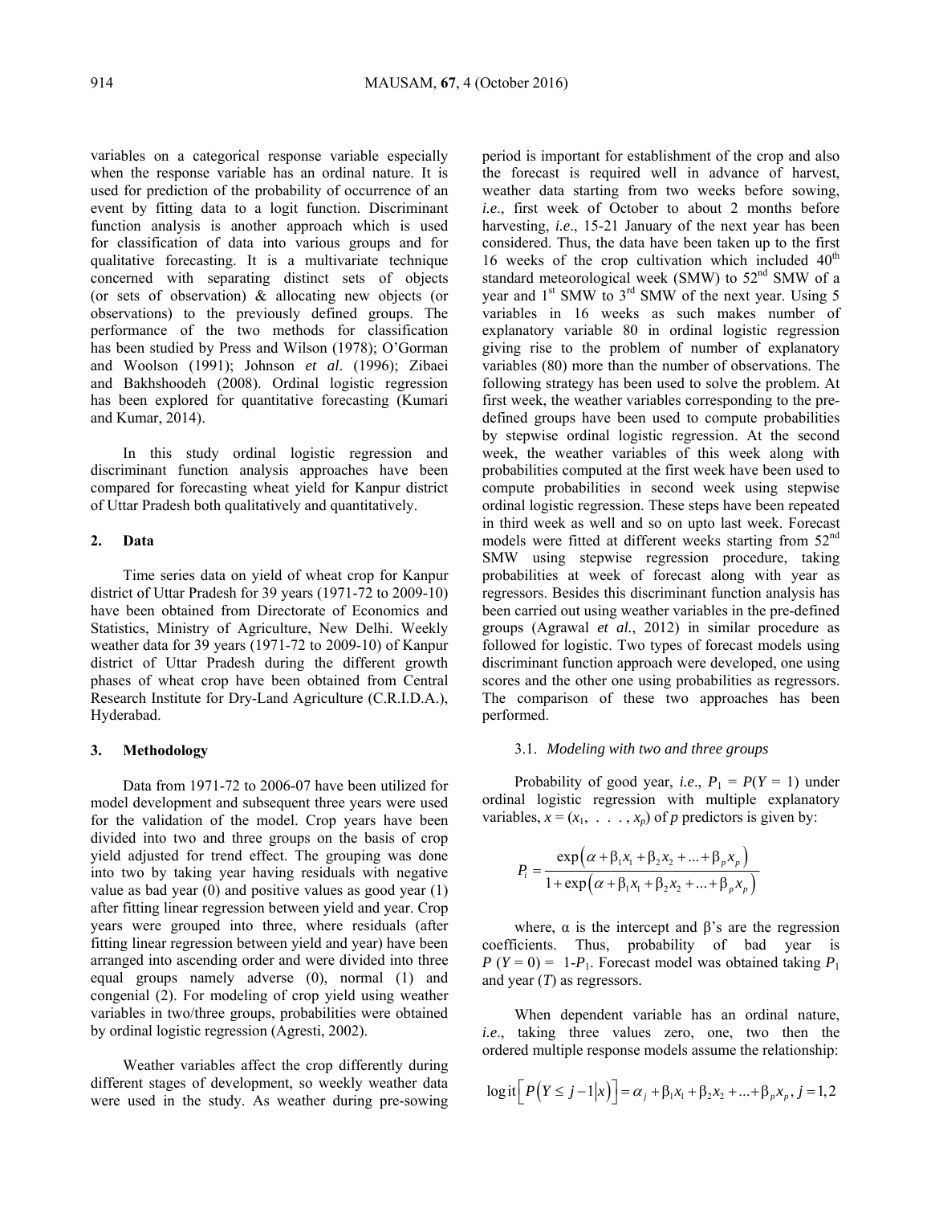variables on a categorical response variable especially when the response variable has an ordinal nature. It is used for prediction of the probability of occurrence of an event by fitting data to a logit function. Discriminant function analysis is another approach which is used for classification of data into various groups and for qualitative forecasting. It is a multivariate technique concerned with separating distinct sets of objects (or sets of observation) & allocating new objects (or observations) to the previously defined groups. The performance of the two methods for classification has been studied by Press and Wilson (1978); O'Gorman and Woolson (1991); Johnson *et al*. (1996); Zibaei and Bakhshoodeh (2008). Ordinal logistic regression has been explored for quantitative forecasting (Kumari and Kumar, 2014).

In this study ordinal logistic regression and discriminant function analysis approaches have been compared for forecasting wheat yield for Kanpur district of Uttar Pradesh both qualitatively and quantitatively.

## 2. Data

Time series data on yield of wheat crop for Kanpur district of Uttar Pradesh for 39 years (1971-72 to 2009-10) have been obtained from Directorate of Economics and Statistics, Ministry of Agriculture, New Delhi. Weekly weather data for 39 years (1971-72 to 2009-10) of Kanpur district of Uttar Pradesh during the different growth phases of wheat crop have been obtained from Central Research Institute for Dry-Land Agriculture (C.R.I.D.A.), Hyderabad.

## 3. Methodology

Data from 1971-72 to 2006-07 have been utilized for model development and subsequent three years were used for the validation of the model. Crop years have been divided into two and three groups on the basis of crop yield adjusted for trend effect. The grouping was done into two by taking year having residuals with negative value as bad year (0) and positive values as good year (1) after fitting linear regression between yield and year. Crop years were grouped into three, where residuals (after fitting linear regression between yield and year) have been arranged into ascending order and were divided into three equal groups namely adverse (0), normal (1) and congenial (2). For modeling of crop yield using weather variables in two/three groups, probabilities were obtained by ordinal logistic regression (Agresti, 2002).

Weather variables affect the crop differently during different stages of development, so weekly weather data were used in the study. As weather during pre-sowing period is important for establishment of the crop and also the forecast is required well in advance of harvest, weather data starting from two weeks before sowing, *i.e*., first week of October to about 2 months before harvesting, *i.e*., 15-21 January of the next year has been considered. Thus, the data have been taken up to the first 16 weeks of the crop cultivation which included 40th standard meteorological week (SMW) to 52nd SMW of a year and 1st SMW to 3rd SMW of the next year. Using 5 variables in 16 weeks as such makes number of explanatory variable 80 in ordinal logistic regression giving rise to the problem of number of explanatory variables (80) more than the number of observations. The following strategy has been used to solve the problem. At first week, the weather variables corresponding to the pre-defined groups have been used to compute probabilities by stepwise ordinal logistic regression. At the second week, the weather variables of this week along with probabilities computed at the first week have been used to compute probabilities in second week using stepwise ordinal logistic regression. These steps have been repeated in third week as well and so on upto last week. Forecast models were fitted at different weeks starting from 52nd SMW using stepwise regression procedure, taking probabilities at week of forecast along with year as regressors. Besides this discriminant function analysis has been carried out using weather variables in the pre-defined groups (Agrawal *et al*., 2012) in similar procedure as followed for logistic. Two types of forecast models using discriminant function approach were developed, one using scores and the other one using probabilities as regressors. The comparison of these two approaches has been performed.

### 3.1. *Modeling with two and three groups*

Probability of good year, *i.e*., $P_1 = P(Y = 1)$ under ordinal logistic regression with multiple explanatory variables, $x = (x_1, \ . \ . \ . \ , x_p)$ of $p$ predictors is given by:

$$P_i = \frac{\exp\left(\alpha + \beta_1 x_1 + \beta_2 x_2 + ... + \beta_p x_p\right)}{1 + \exp\left(\alpha + \beta_1 x_1 + \beta_2 x_2 + ... + \beta_p x_p\right)}$$

where, α is the intercept and β's are the regression coefficients. Thus, probability of bad year is $P\ (Y = 0) = 1\text{-}P_1$. Forecast model was obtained taking $P_1$ and year ($T$) as regressors.

When dependent variable has an ordinal nature, *i.e*., taking three values zero, one, two then the ordered multiple response models assume the relationship:

$$\text{logit}\left[P\left(Y \leq j-1 \middle| x\right)\right] = \alpha_j + \beta_1 x_1 + \beta_2 x_2 + ... + \beta_p x_p,\ j = 1, 2$$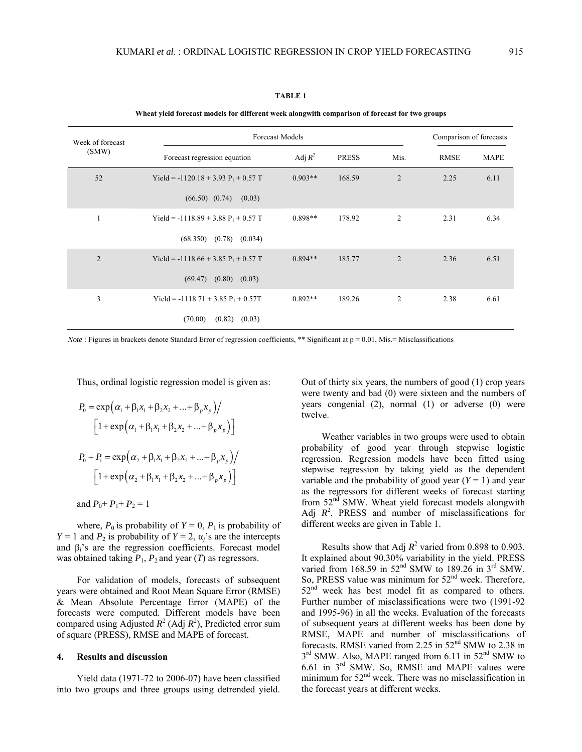**TABLE 1**

**Wheat yield forecast models for different week alongwith comparison of forecast for two groups**

| Week of forecast (SMW) | Forecast Models | | | | Comparison of forecasts | |
|---|---|---|---|---|---|---|
| | Forecast regression equation | Adj $R^2$ | PRESS | Mis. | RMSE | MAPE |
| 52 | Yield = -1120.18 + 3.93 $P_1$ + 0.57 T<br>(66.50) (0.74) (0.03) | 0.903** | 168.59 | 2 | 2.25 | 6.11 |
| 1 | Yield = -1118.89 + 3.88 $P_1$ + 0.57 T<br>(68.350) (0.78) (0.034) | 0.898** | 178.92 | 2 | 2.31 | 6.34 |
| 2 | Yield = -1118.66 + 3.85 $P_1$ + 0.57 T<br>(69.47) (0.80) (0.03) | 0.894** | 185.77 | 2 | 2.36 | 6.51 |
| 3 | Yield = -1118.71 + 3.85 $P_1$ + 0.57T<br>(70.00) (0.82) (0.03) | 0.892** | 189.26 | 2 | 2.38 | 6.61 |

*Note* : Figures in brackets denote Standard Error of regression coefficients, ** Significant at p = 0.01, Mis.= Misclassifications

Thus, ordinal logistic regression model is given as:

$$P_0 = \exp\left(\alpha_1 + \beta_1 x_1 + \beta_2 x_2 + ... + \beta_p x_p\right) \Big/ \left[1 + \exp\left(\alpha_1 + \beta_1 x_1 + \beta_2 x_2 + ... + \beta_p x_p\right)\right]$$

$$P_0 + P_1 = \exp\left(\alpha_2 + \beta_1 x_1 + \beta_2 x_2 + ... + \beta_p x_p\right) \Big/ \left[1 + \exp\left(\alpha_2 + \beta_1 x_1 + \beta_2 x_2 + ... + \beta_p x_p\right)\right]$$

and $P_0 + P_1 + P_2 = 1$

where, $P_0$ is probability of $Y = 0$, $P_1$ is probability of $Y = 1$ and $P_2$ is probability of $Y = 2$, $\alpha_j$'s are the intercepts and $\beta_i$'s are the regression coefficients. Forecast model was obtained taking $P_1$, $P_2$ and year ($T$) as regressors.

For validation of models, forecasts of subsequent years were obtained and Root Mean Square Error (RMSE) & Mean Absolute Percentage Error (MAPE) of the forecasts were computed. Different models have been compared using Adjusted $R^2$ (Adj $R^2$), Predicted error sum of square (PRESS), RMSE and MAPE of forecast.

## 4. Results and discussion

Yield data (1971-72 to 2006-07) have been classified into two groups and three groups using detrended yield. Out of thirty six years, the numbers of good (1) crop years were twenty and bad (0) were sixteen and the numbers of years congenial (2), normal (1) or adverse (0) were twelve.

Weather variables in two groups were used to obtain probability of good year through stepwise logistic regression. Regression models have been fitted using stepwise regression by taking yield as the dependent variable and the probability of good year ($Y = 1$) and year as the regressors for different weeks of forecast starting from 52nd SMW. Wheat yield forecast models alongwith Adj $R^2$, PRESS and number of misclassifications for different weeks are given in Table 1.

Results show that Adj $R^2$ varied from 0.898 to 0.903. It explained about 90.30% variability in the yield. PRESS varied from 168.59 in 52nd SMW to 189.26 in 3rd SMW. So, PRESS value was minimum for 52nd week. Therefore, 52nd week has best model fit as compared to others. Further number of misclassifications were two (1991-92 and 1995-96) in all the weeks. Evaluation of the forecasts of subsequent years at different weeks has been done by RMSE, MAPE and number of misclassifications of forecasts. RMSE varied from 2.25 in 52nd SMW to 2.38 in 3rd SMW. Also, MAPE ranged from 6.11 in 52nd SMW to 6.61 in 3rd SMW. So, RMSE and MAPE values were minimum for 52nd week. There was no misclassification in the forecast years at different weeks.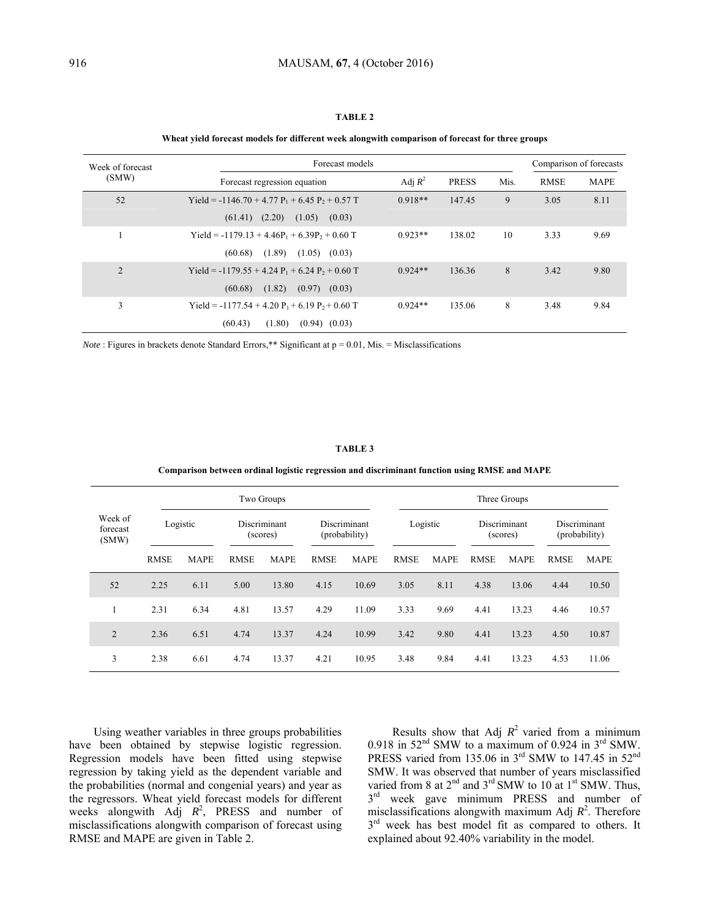**TABLE 2**

**Wheat yield forecast models for different week alongwith comparison of forecast for three groups**

| Week of forecast (SMW) | Forecast models | | | | Comparison of forecasts | |
|---|---|---|---|---|---|---|
| | Forecast regression equation | Adj $R^2$ | PRESS | Mis. | RMSE | MAPE |
| 52 | Yield = -1146.70 + 4.77 $P_1$ + 6.45 $P_2$ + 0.57 T <br> (61.41) (2.20) (1.05) (0.03) | 0.918** | 147.45 | 9 | 3.05 | 8.11 |
| 1 | Yield = -1179.13 + 4.46$P_1$ + 6.39$P_2$ + 0.60 T <br> (60.68) (1.89) (1.05) (0.03) | 0.923** | 138.02 | 10 | 3.33 | 9.69 |
| 2 | Yield = -1179.55 + 4.24 $P_1$ + 6.24 $P_2$ + 0.60 T <br> (60.68) (1.82) (0.97) (0.03) | 0.924** | 136.36 | 8 | 3.42 | 9.80 |
| 3 | Yield = -1177.54 + 4.20 $P_1$ + 6.19 $P_2$ + 0.60 T <br> (60.43) (1.80) (0.94) (0.03) | 0.924** | 135.06 | 8 | 3.48 | 9.84 |

*Note* : Figures in brackets denote Standard Errors,** Significant at p = 0.01, Mis. = Misclassifications

**TABLE 3**

**Comparison between ordinal logistic regression and discriminant function using RMSE and MAPE**

| Week of forecast (SMW) | Two Groups | | | | | | Three Groups | | | | | |
|---|---|---|---|---|---|---|---|---|---|---|---|---|
| | Logistic | | Discriminant (scores) | | Discriminant (probability) | | Logistic | | Discriminant (scores) | | Discriminant (probability) | |
| | RMSE | MAPE | RMSE | MAPE | RMSE | MAPE | RMSE | MAPE | RMSE | MAPE | RMSE | MAPE |
| 52 | 2.25 | 6.11 | 5.00 | 13.80 | 4.15 | 10.69 | 3.05 | 8.11 | 4.38 | 13.06 | 4.44 | 10.50 |
| 1 | 2.31 | 6.34 | 4.81 | 13.57 | 4.29 | 11.09 | 3.33 | 9.69 | 4.41 | 13.23 | 4.46 | 10.57 |
| 2 | 2.36 | 6.51 | 4.74 | 13.37 | 4.24 | 10.99 | 3.42 | 9.80 | 4.41 | 13.23 | 4.50 | 10.87 |
| 3 | 2.38 | 6.61 | 4.74 | 13.37 | 4.21 | 10.95 | 3.48 | 9.84 | 4.41 | 13.23 | 4.53 | 11.06 |

Using weather variables in three groups probabilities have been obtained by stepwise logistic regression. Regression models have been fitted using stepwise regression by taking yield as the dependent variable and the probabilities (normal and congenial years) and year as the regressors. Wheat yield forecast models for different weeks alongwith Adj $R^2$, PRESS and number of misclassifications alongwith comparison of forecast using RMSE and MAPE are given in Table 2.

Results show that Adj $R^2$ varied from a minimum 0.918 in 52nd SMW to a maximum of 0.924 in 3rd SMW. PRESS varied from 135.06 in 3rd SMW to 147.45 in 52nd SMW. It was observed that number of years misclassified varied from 8 at 2nd and 3rd SMW to 10 at 1st SMW. Thus, 3rd week gave minimum PRESS and number of misclassifications alongwith maximum Adj $R^2$. Therefore 3rd week has best model fit as compared to others. It explained about 92.40% variability in the model.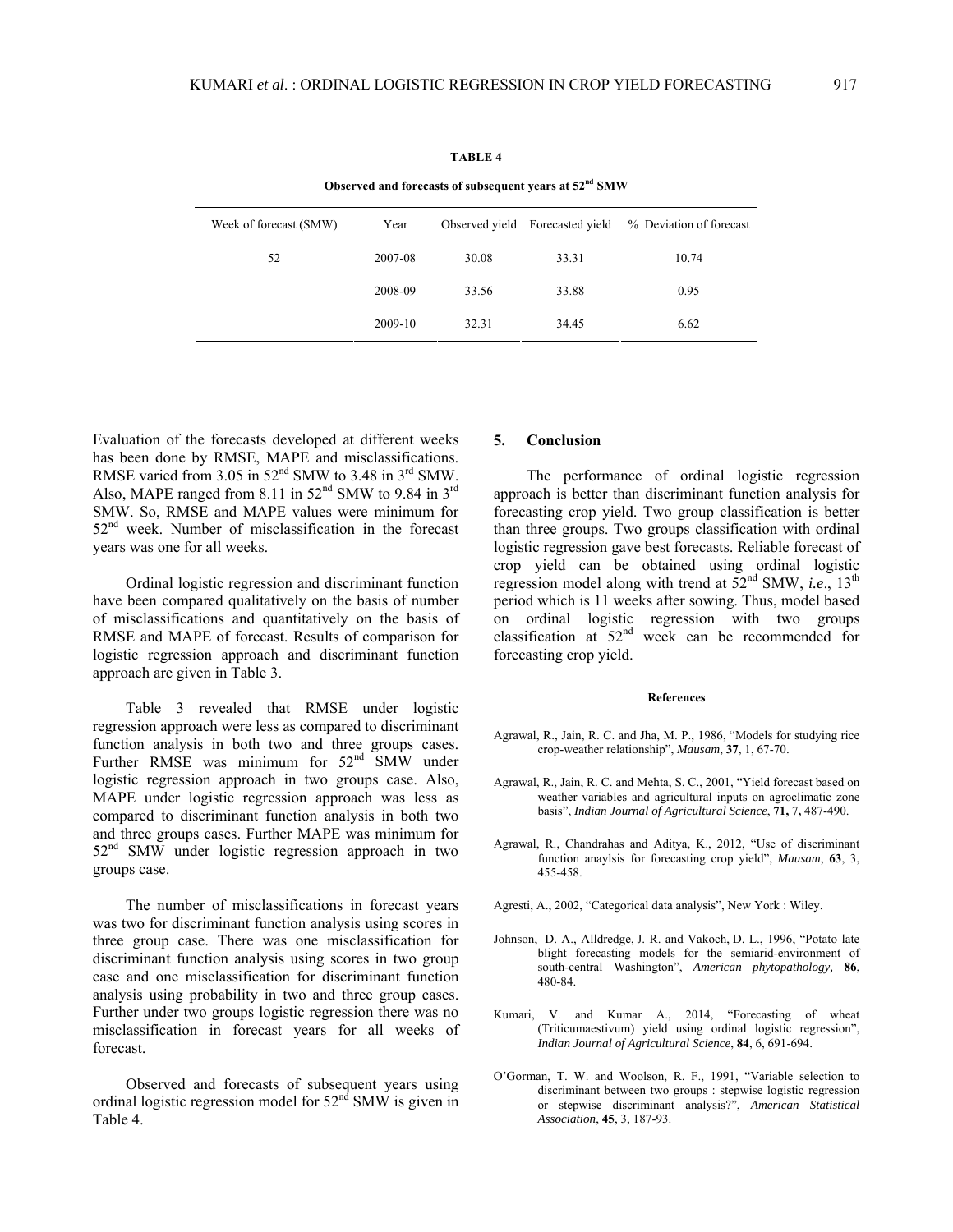**TABLE 4**

**Observed and forecasts of subsequent years at 52nd SMW**

| Week of forecast (SMW) | Year | Observed yield | Forecasted yield | % Deviation of forecast |
|---|---|---|---|---|
| 52 | 2007-08 | 30.08 | 33.31 | 10.74 |
| | 2008-09 | 33.56 | 33.88 | 0.95 |
| | 2009-10 | 32.31 | 34.45 | 6.62 |

Evaluation of the forecasts developed at different weeks has been done by RMSE, MAPE and misclassifications. RMSE varied from 3.05 in 52nd SMW to 3.48 in 3rd SMW. Also, MAPE ranged from 8.11 in 52nd SMW to 9.84 in 3rd SMW. So, RMSE and MAPE values were minimum for 52nd week. Number of misclassification in the forecast years was one for all weeks.

Ordinal logistic regression and discriminant function have been compared qualitatively on the basis of number of misclassifications and quantitatively on the basis of RMSE and MAPE of forecast. Results of comparison for logistic regression approach and discriminant function approach are given in Table 3.

Table 3 revealed that RMSE under logistic regression approach were less as compared to discriminant function analysis in both two and three groups cases. Further RMSE was minimum for 52nd SMW under logistic regression approach in two groups case. Also, MAPE under logistic regression approach was less as compared to discriminant function analysis in both two and three groups cases. Further MAPE was minimum for 52nd SMW under logistic regression approach in two groups case.

The number of misclassifications in forecast years was two for discriminant function analysis using scores in three group case. There was one misclassification for discriminant function analysis using scores in two group case and one misclassification for discriminant function analysis using probability in two and three group cases. Further under two groups logistic regression there was no misclassification in forecast years for all weeks of forecast.

Observed and forecasts of subsequent years using ordinal logistic regression model for 52nd SMW is given in Table 4.

## 5. Conclusion

The performance of ordinal logistic regression approach is better than discriminant function analysis for forecasting crop yield. Two group classification is better than three groups. Two groups classification with ordinal logistic regression gave best forecasts. Reliable forecast of crop yield can be obtained using ordinal logistic regression model along with trend at 52nd SMW, *i.e.*, 13th period which is 11 weeks after sowing. Thus, model based on ordinal logistic regression with two groups classification at 52nd week can be recommended for forecasting crop yield.

#### References

Agrawal, R., Jain, R. C. and Jha, M. P., 1986, "Models for studying rice crop-weather relationship", *Mausam*, **37**, 1, 67-70.

Agrawal, R., Jain, R. C. and Mehta, S. C., 2001, "Yield forecast based on weather variables and agricultural inputs on agroclimatic zone basis", *Indian Journal of Agricultural Science*, **71,** 7**,** 487-490.

Agrawal, R., Chandrahas and Aditya, K., 2012, "Use of discriminant function anaylsis for forecasting crop yield", *Mausam*, **63**, 3, 455-458.

Agresti, A., 2002, "Categorical data analysis", New York : Wiley.

Johnson, D. A., Alldredge, J. R. and Vakoch, D. L., 1996, "Potato late blight forecasting models for the semiarid-environment of south-central Washington", *American phytopathology*, **86**, 480-84.

Kumari, V. and Kumar A., 2014, "Forecasting of wheat (Triticumaestivum) yield using ordinal logistic regression", *Indian Journal of Agricultural Science*, **84**, 6, 691-694.

O'Gorman, T. W. and Woolson, R. F., 1991, "Variable selection to discriminant between two groups : stepwise logistic regression or stepwise discriminant analysis?", *American Statistical Association*, **45**, 3, 187-93.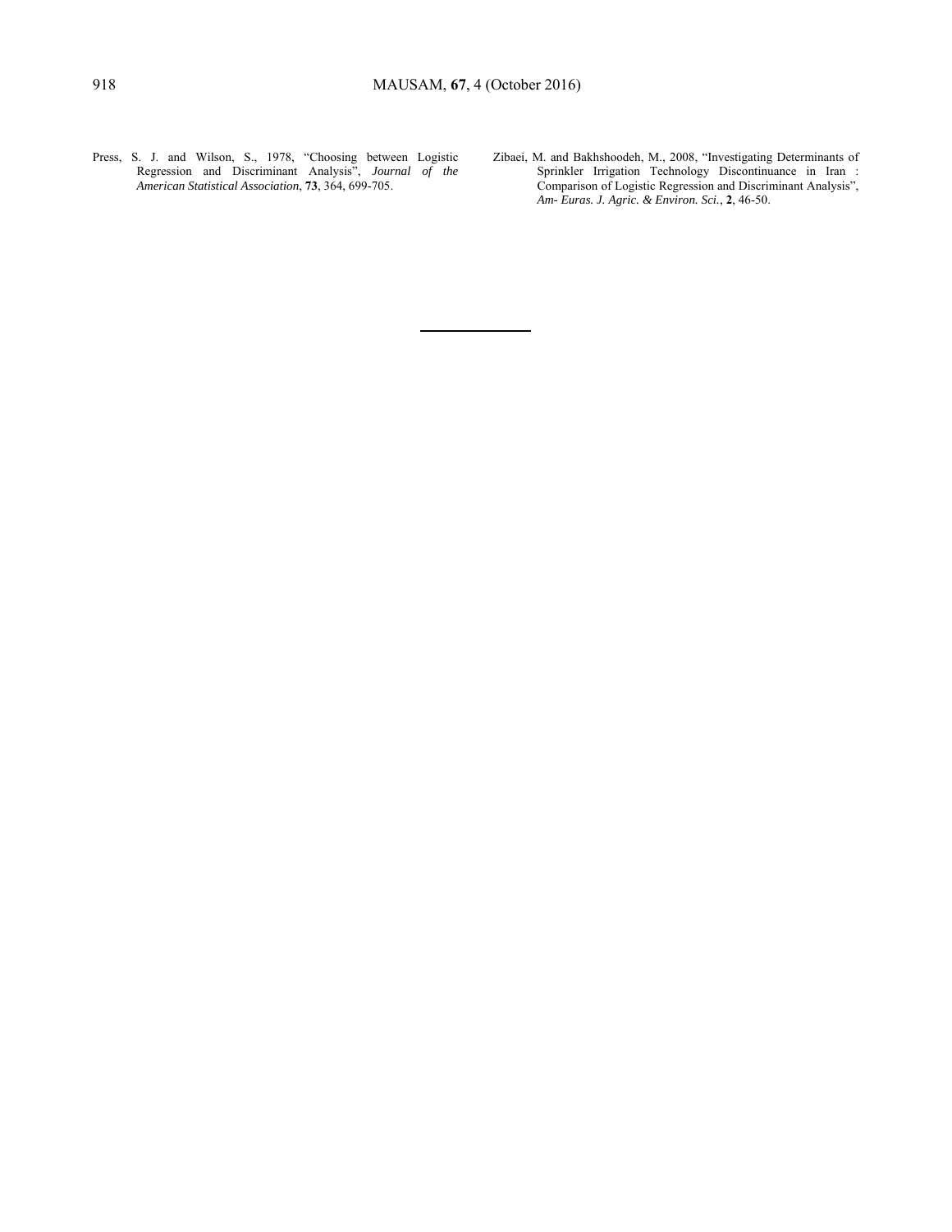Press, S. J. and Wilson, S., 1978, "Choosing between Logistic Regression and Discriminant Analysis", *Journal of the American Statistical Association*, **73**, 364, 699-705.

Zibaei, M. and Bakhshoodeh, M., 2008, "Investigating Determinants of Sprinkler Irrigation Technology Discontinuance in Iran : Comparison of Logistic Regression and Discriminant Analysis", *Am- Euras. J. Agric. & Environ. Sci.*, **2**, 46-50.